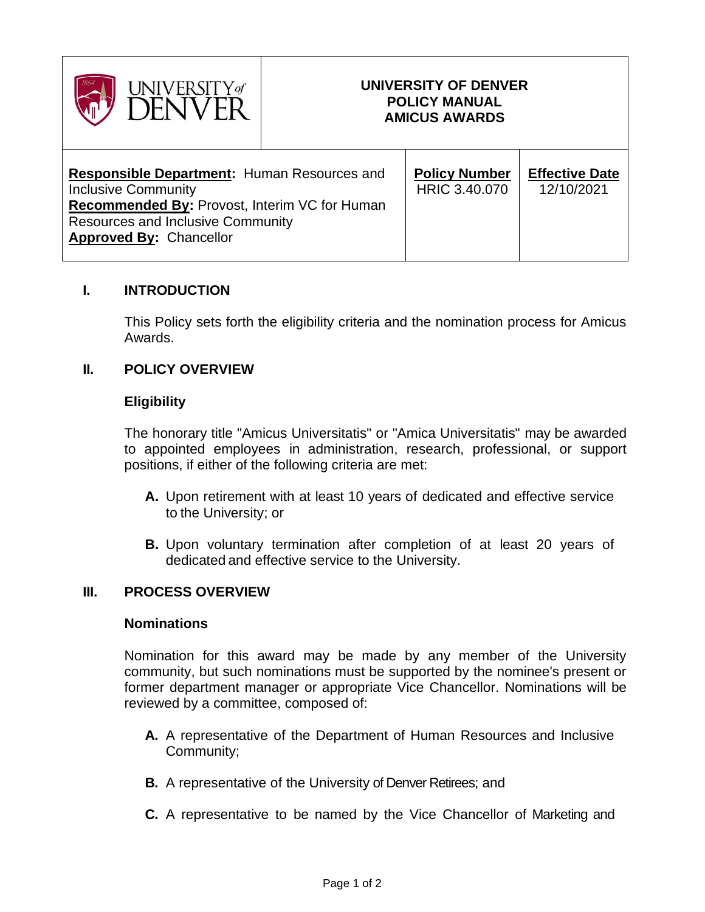| UNIVERSITY of DENVER | UNIVERSITY OF DENVER<br>POLICY MANUAL<br>AMICUS AWARDS | |
|---|---|---|
| **Responsible Department:** Human Resources and Inclusive Community<br>**Recommended By:** Provost, Interim VC for Human Resources and Inclusive Community<br>**Approved By:** Chancellor | **Policy Number**<br>HRIC 3.40.070 | **Effective Date**<br>12/10/2021 |

## I. INTRODUCTION

This Policy sets forth the eligibility criteria and the nomination process for Amicus Awards.

## II. POLICY OVERVIEW

### Eligibility

The honorary title "Amicus Universitatis" or "Amica Universitatis" may be awarded to appointed employees in administration, research, professional, or support positions, if either of the following criteria are met:

**A.** Upon retirement with at least 10 years of dedicated and effective service to the University; or

**B.** Upon voluntary termination after completion of at least 20 years of dedicated and effective service to the University.

## III. PROCESS OVERVIEW

### Nominations

Nomination for this award may be made by any member of the University community, but such nominations must be supported by the nominee's present or former department manager or appropriate Vice Chancellor. Nominations will be reviewed by a committee, composed of:

**A.** A representative of the Department of Human Resources and Inclusive Community;

**B.** A representative of the University of Denver Retirees; and

**C.** A representative to be named by the Vice Chancellor of Marketing and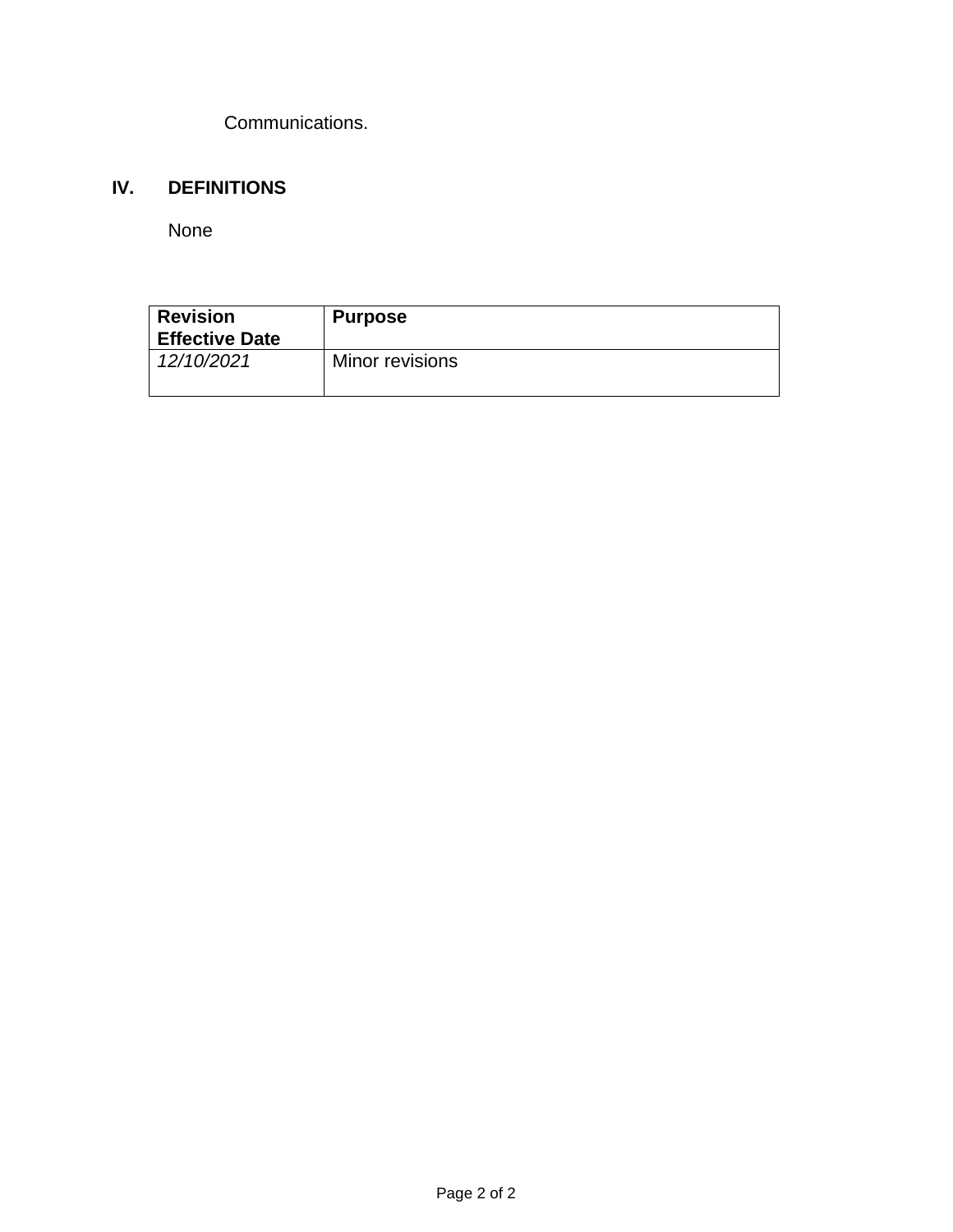Communications.

## IV. DEFINITIONS

None

| **Revision Effective Date** | **Purpose** |
|---|---|
| *12/10/2021* | Minor revisions |